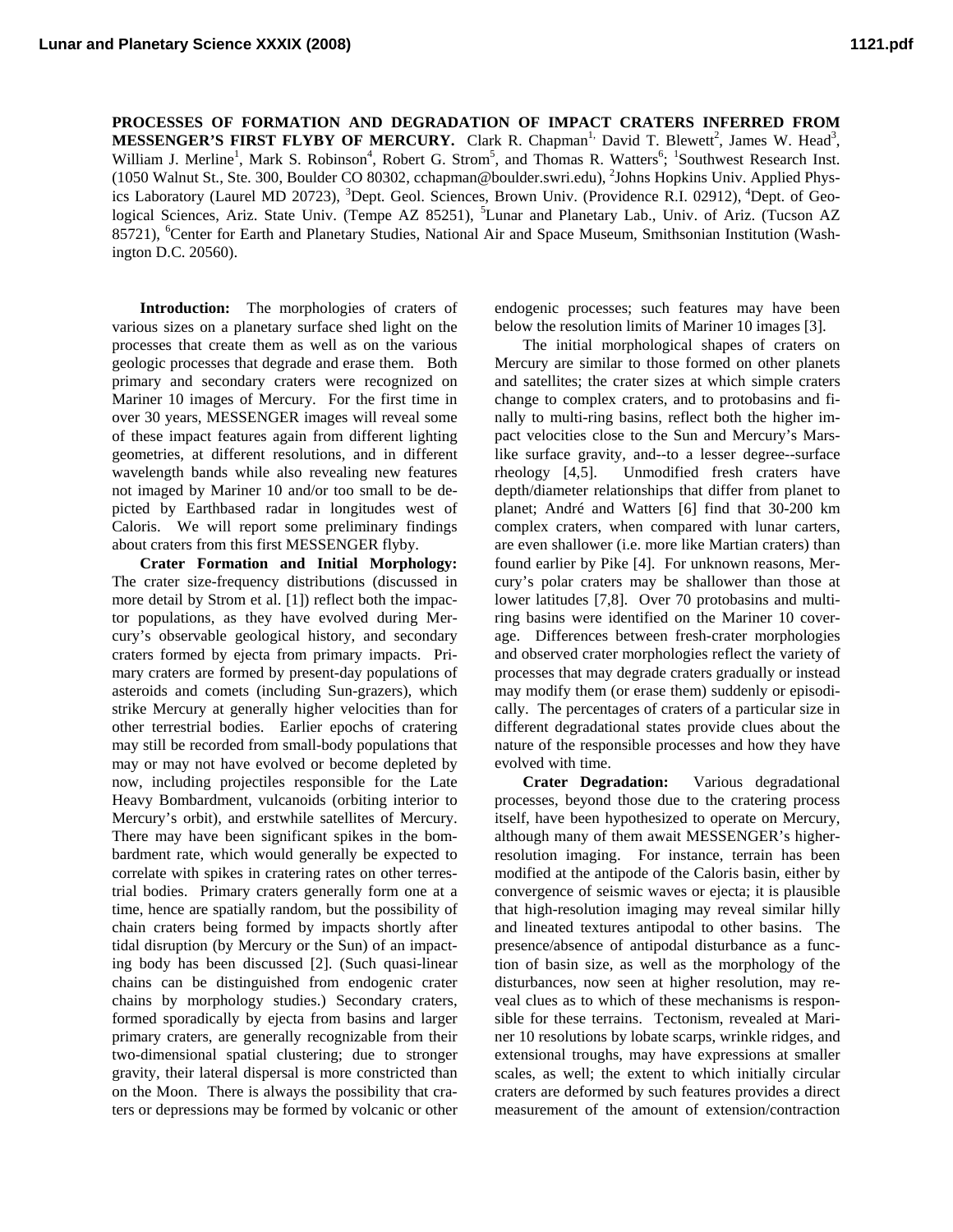**PROCESSES OF FORMATION AND DEGRADATION OF IMPACT CRATERS INFERRED FROM MESSENGER'S FIRST FLYBY OF MERCURY.** Clark R. Chapman[1], David T. Blewett[2], James W. Head[3], William J. Merline[1], Mark S. Robinson[4], Robert G. Strom[5], and Thomas R. Watters[6]; [1]Southwest Research Inst. (1050 Walnut St., Ste. 300, Boulder CO 80302, cchapman@boulder.swri.edu), [2]Johns Hopkins Univ. Applied Physics Laboratory (Laurel MD 20723), [3]Dept. Geol. Sciences, Brown Univ. (Providence R.I. 02912), [4]Dept. of Geological Sciences, Ariz. State Univ. (Tempe AZ 85251), [5]Lunar and Planetary Lab., Univ. of Ariz. (Tucson AZ 85721), [6]Center for Earth and Planetary Studies, National Air and Space Museum, Smithsonian Institution (Washington D.C. 20560).

**Introduction:** The morphologies of craters of various sizes on a planetary surface shed light on the processes that create them as well as on the various geologic processes that degrade and erase them. Both primary and secondary craters were recognized on Mariner 10 images of Mercury. For the first time in over 30 years, MESSENGER images will reveal some of these impact features again from different lighting geometries, at different resolutions, and in different wavelength bands while also revealing new features not imaged by Mariner 10 and/or too small to be depicted by Earthbased radar in longitudes west of Caloris. We will report some preliminary findings about craters from this first MESSENGER flyby.

**Crater Formation and Initial Morphology:** The crater size-frequency distributions (discussed in more detail by Strom et al. [1]) reflect both the impactor populations, as they have evolved during Mercury's observable geological history, and secondary craters formed by ejecta from primary impacts. Primary craters are formed by present-day populations of asteroids and comets (including Sun-grazers), which strike Mercury at generally higher velocities than for other terrestrial bodies. Earlier epochs of cratering may still be recorded from small-body populations that may or may not have evolved or become depleted by now, including projectiles responsible for the Late Heavy Bombardment, vulcanoids (orbiting interior to Mercury's orbit), and erstwhile satellites of Mercury. There may have been significant spikes in the bombardment rate, which would generally be expected to correlate with spikes in cratering rates on other terrestrial bodies. Primary craters generally form one at a time, hence are spatially random, but the possibility of chain craters being formed by impacts shortly after tidal disruption (by Mercury or the Sun) of an impacting body has been discussed [2]. (Such quasi-linear chains can be distinguished from endogenic crater chains by morphology studies.) Secondary craters, formed sporadically by ejecta from basins and larger primary craters, are generally recognizable from their two-dimensional spatial clustering; due to stronger gravity, their lateral dispersal is more constricted than on the Moon. There is always the possibility that craters or depressions may be formed by volcanic or other endogenic processes; such features may have been below the resolution limits of Mariner 10 images [3].

The initial morphological shapes of craters on Mercury are similar to those formed on other planets and satellites; the crater sizes at which simple craters change to complex craters, and to protobasins and finally to multi-ring basins, reflect both the higher impact velocities close to the Sun and Mercury's Mars-like surface gravity, and--to a lesser degree--surface rheology [4,5]. Unmodified fresh craters have depth/diameter relationships that differ from planet to planet; André and Watters [6] find that 30-200 km complex craters, when compared with lunar carters, are even shallower (i.e. more like Martian craters) than found earlier by Pike [4]. For unknown reasons, Mercury's polar craters may be shallower than those at lower latitudes [7,8]. Over 70 protobasins and multi-ring basins were identified on the Mariner 10 coverage. Differences between fresh-crater morphologies and observed crater morphologies reflect the variety of processes that may degrade craters gradually or instead may modify them (or erase them) suddenly or episodically. The percentages of craters of a particular size in different degradational states provide clues about the nature of the responsible processes and how they have evolved with time.

**Crater Degradation:** Various degradational processes, beyond those due to the cratering process itself, have been hypothesized to operate on Mercury, although many of them await MESSENGER's higher-resolution imaging. For instance, terrain has been modified at the antipode of the Caloris basin, either by convergence of seismic waves or ejecta; it is plausible that high-resolution imaging may reveal similar hilly and lineated textures antipodal to other basins. The presence/absence of antipodal disturbance as a function of basin size, as well as the morphology of the disturbances, now seen at higher resolution, may reveal clues as to which of these mechanisms is responsible for these terrains. Tectonism, revealed at Mariner 10 resolutions by lobate scarps, wrinkle ridges, and extensional troughs, may have expressions at smaller scales, as well; the extent to which initially circular craters are deformed by such features provides a direct measurement of the amount of extension/contraction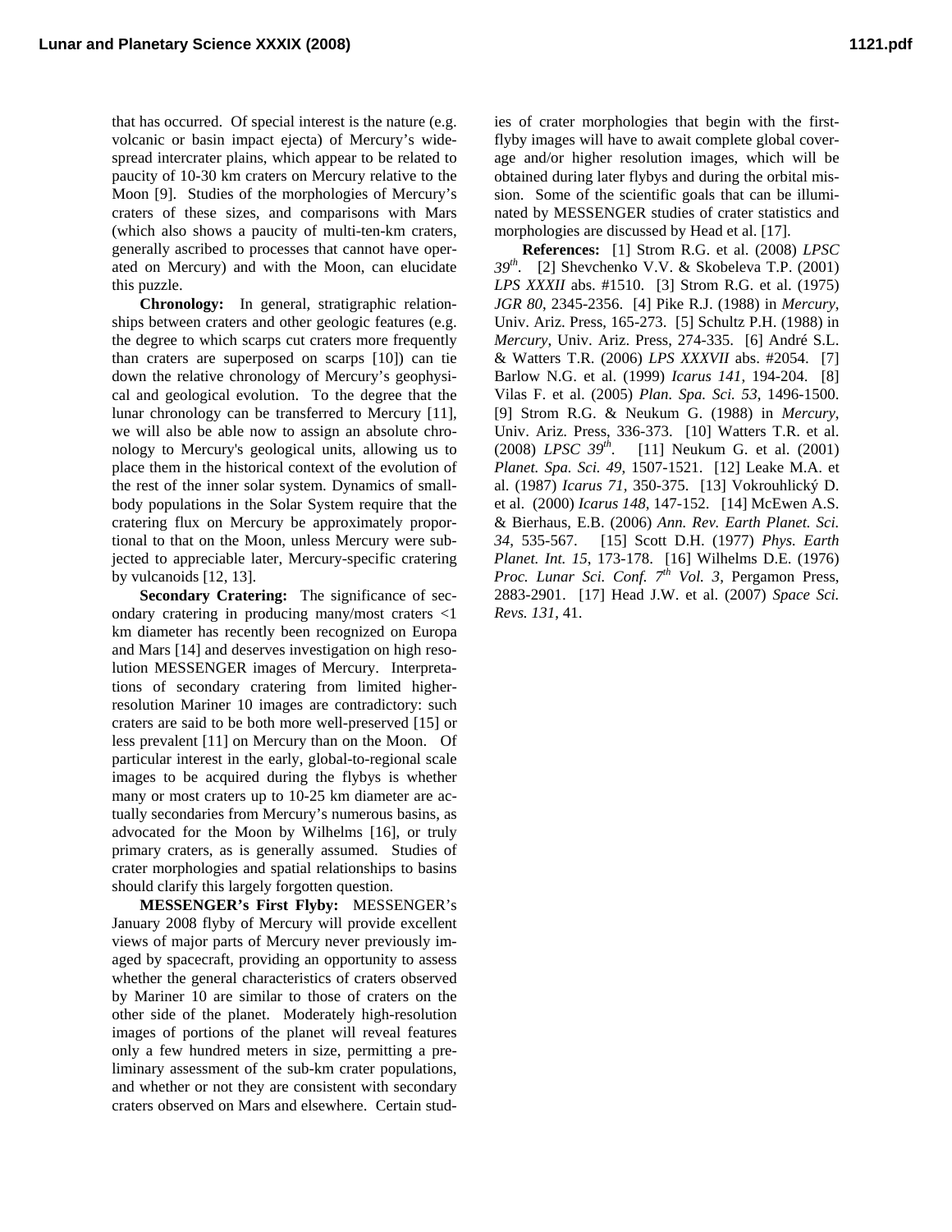that has occurred. Of special interest is the nature (e.g. volcanic or basin impact ejecta) of Mercury's widespread intercrater plains, which appear to be related to paucity of 10-30 km craters on Mercury relative to the Moon [9]. Studies of the morphologies of Mercury's craters of these sizes, and comparisons with Mars (which also shows a paucity of multi-ten-km craters, generally ascribed to processes that cannot have operated on Mercury) and with the Moon, can elucidate this puzzle.

**Chronology:** In general, stratigraphic relationships between craters and other geologic features (e.g. the degree to which scarps cut craters more frequently than craters are superposed on scarps [10]) can tie down the relative chronology of Mercury's geophysical and geological evolution. To the degree that the lunar chronology can be transferred to Mercury [11], we will also be able now to assign an absolute chronology to Mercury's geological units, allowing us to place them in the historical context of the evolution of the rest of the inner solar system. Dynamics of small-body populations in the Solar System require that the cratering flux on Mercury be approximately proportional to that on the Moon, unless Mercury were subjected to appreciable later, Mercury-specific cratering by vulcanoids [12, 13].

**Secondary Cratering:** The significance of secondary cratering in producing many/most craters <1 km diameter has recently been recognized on Europa and Mars [14] and deserves investigation on high resolution MESSENGER images of Mercury. Interpretations of secondary cratering from limited higher-resolution Mariner 10 images are contradictory: such craters are said to be both more well-preserved [15] or less prevalent [11] on Mercury than on the Moon. Of particular interest in the early, global-to-regional scale images to be acquired during the flybys is whether many or most craters up to 10-25 km diameter are actually secondaries from Mercury's numerous basins, as advocated for the Moon by Wilhelms [16], or truly primary craters, as is generally assumed. Studies of crater morphologies and spatial relationships to basins should clarify this largely forgotten question.

**MESSENGER's First Flyby:** MESSENGER's January 2008 flyby of Mercury will provide excellent views of major parts of Mercury never previously imaged by spacecraft, providing an opportunity to assess whether the general characteristics of craters observed by Mariner 10 are similar to those of craters on the other side of the planet. Moderately high-resolution images of portions of the planet will reveal features only a few hundred meters in size, permitting a preliminary assessment of the sub-km crater populations, and whether or not they are consistent with secondary craters observed on Mars and elsewhere. Certain studies of crater morphologies that begin with the first-flyby images will have to await complete global coverage and/or higher resolution images, which will be obtained during later flybys and during the orbital mission. Some of the scientific goals that can be illuminated by MESSENGER studies of crater statistics and morphologies are discussed by Head et al. [17].

**References:** [1] Strom R.G. et al. (2008) *LPSC 39th*. [2] Shevchenko V.V. & Skobeleva T.P. (2001) *LPS XXXII* abs. #1510. [3] Strom R.G. et al. (1975) *JGR 80*, 2345-2356. [4] Pike R.J. (1988) in *Mercury*, Univ. Ariz. Press, 165-273. [5] Schultz P.H. (1988) in *Mercury*, Univ. Ariz. Press, 274-335. [6] André S.L. & Watters T.R. (2006) *LPS XXXVII* abs. #2054. [7] Barlow N.G. et al. (1999) *Icarus 141*, 194-204. [8] Vilas F. et al. (2005) *Plan. Spa. Sci. 53*, 1496-1500. [9] Strom R.G. & Neukum G. (1988) in *Mercury*, Univ. Ariz. Press, 336-373. [10] Watters T.R. et al. (2008) *LPSC 39th*. [11] Neukum G. et al. (2001) *Planet. Spa. Sci. 49*, 1507-1521. [12] Leake M.A. et al. (1987) *Icarus 71*, 350-375. [13] Vokrouhlický D. et al. (2000) *Icarus 148*, 147-152. [14] McEwen A.S. & Bierhaus, E.B. (2006) *Ann. Rev. Earth Planet. Sci. 34*, 535-567. [15] Scott D.H. (1977) *Phys. Earth Planet. Int. 15*, 173-178. [16] Wilhelms D.E. (1976) *Proc. Lunar Sci. Conf. 7th Vol. 3*, Pergamon Press, 2883-2901. [17] Head J.W. et al. (2007) *Space Sci. Revs. 131*, 41.